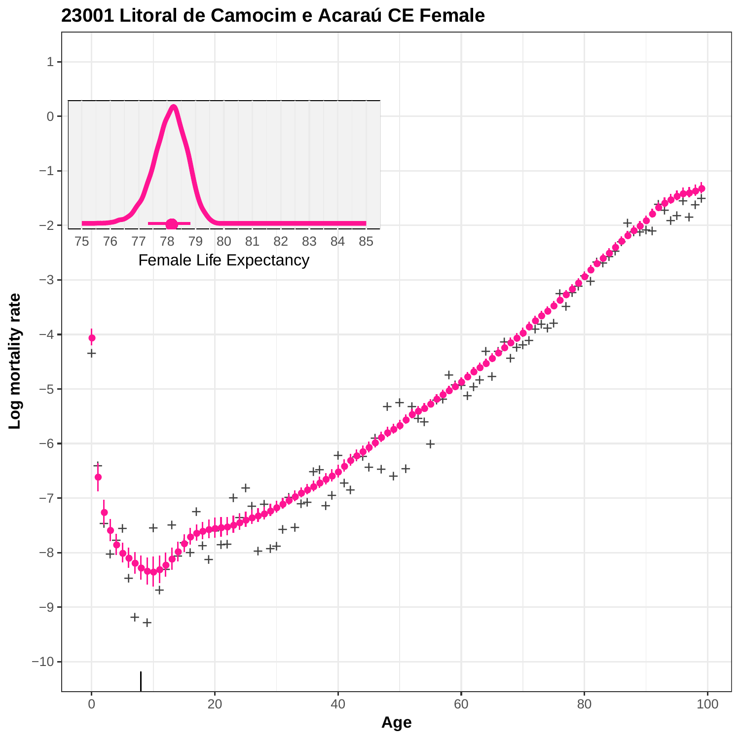# 23001 Litoral de Camocim e Acaraú CE Female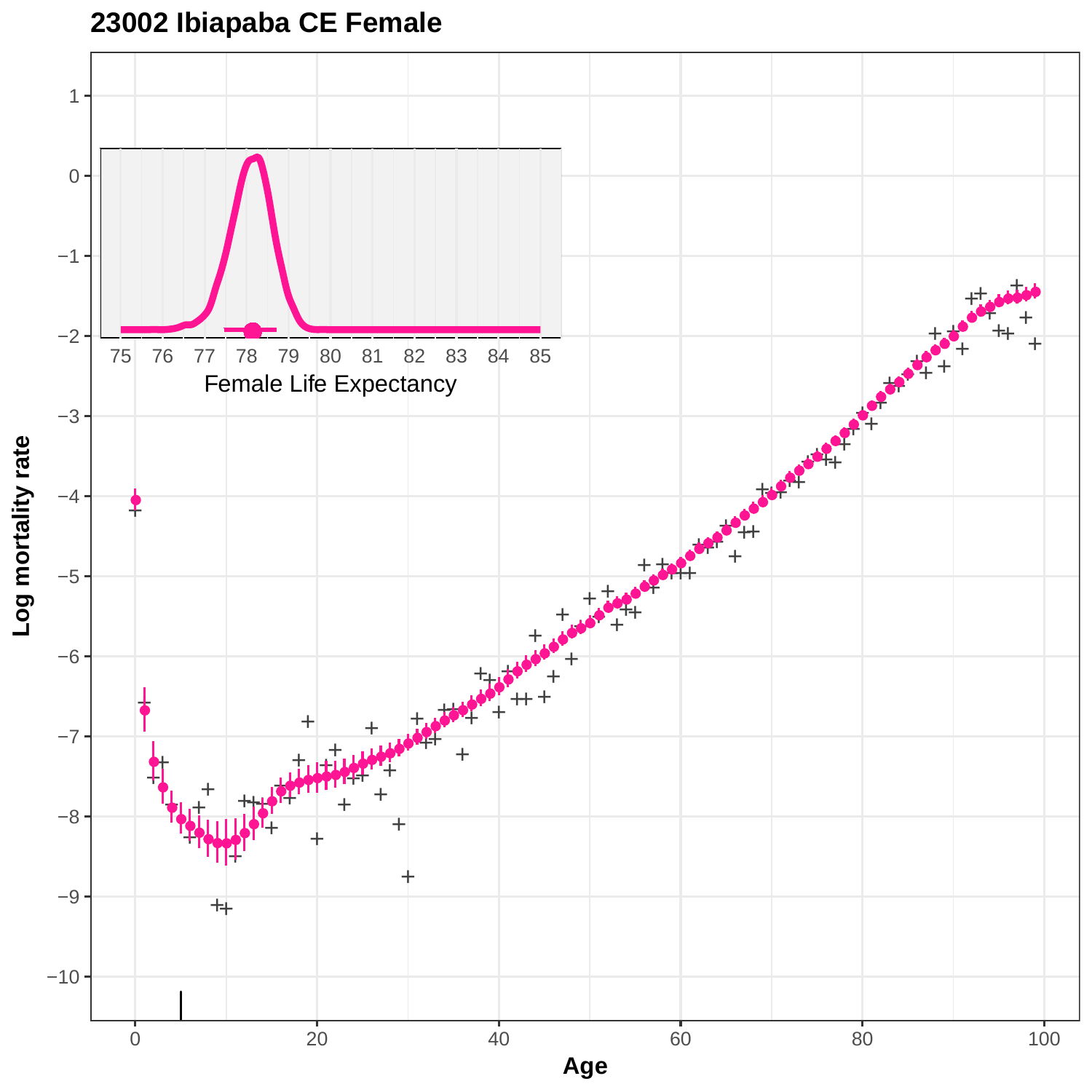# 23002 Ibiapaba CE Female

Female Life Expectancy

Log mortality rate

Age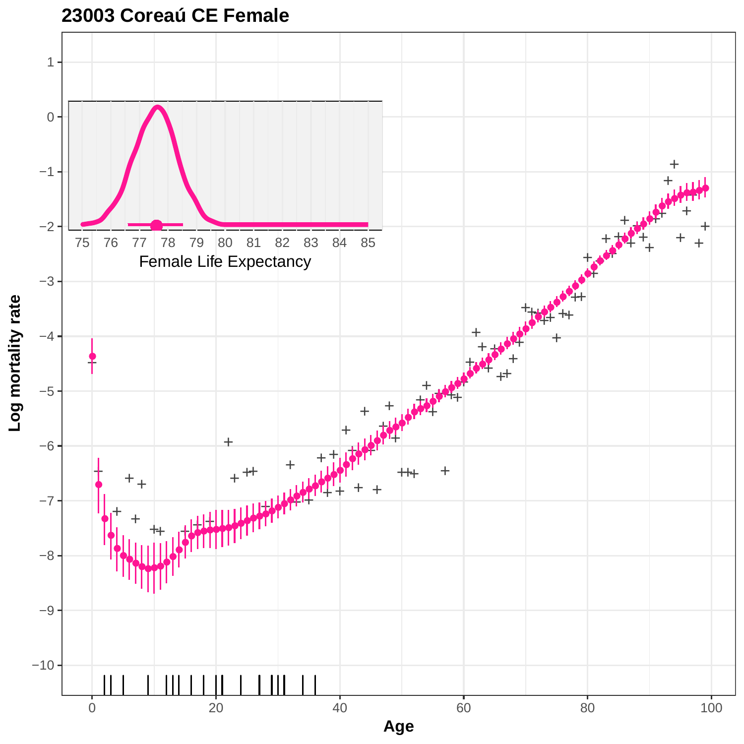## 23003 Coreaú CE Female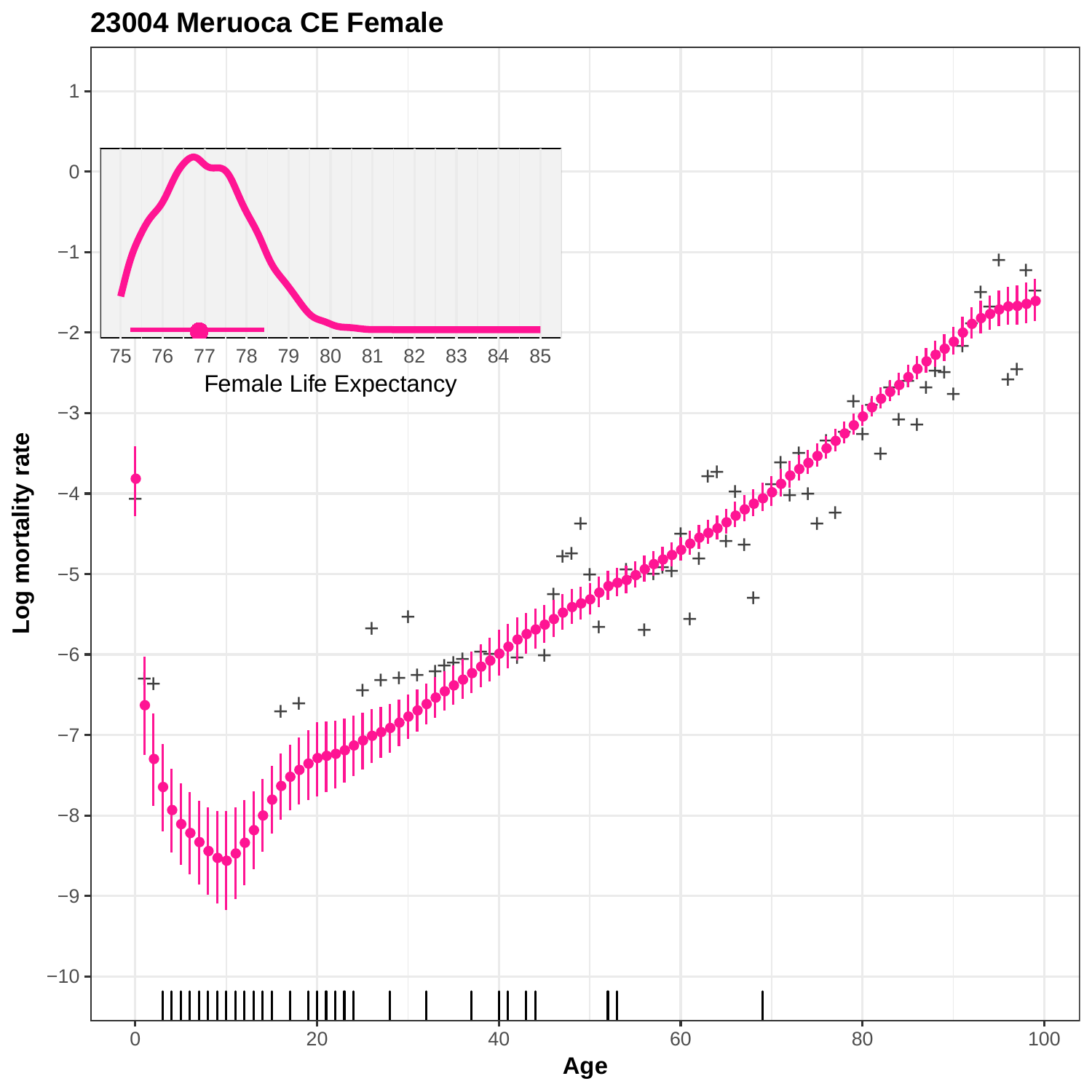## 23004 Meruoca CE Female

Female Life Expectancy

Log mortality rate

Age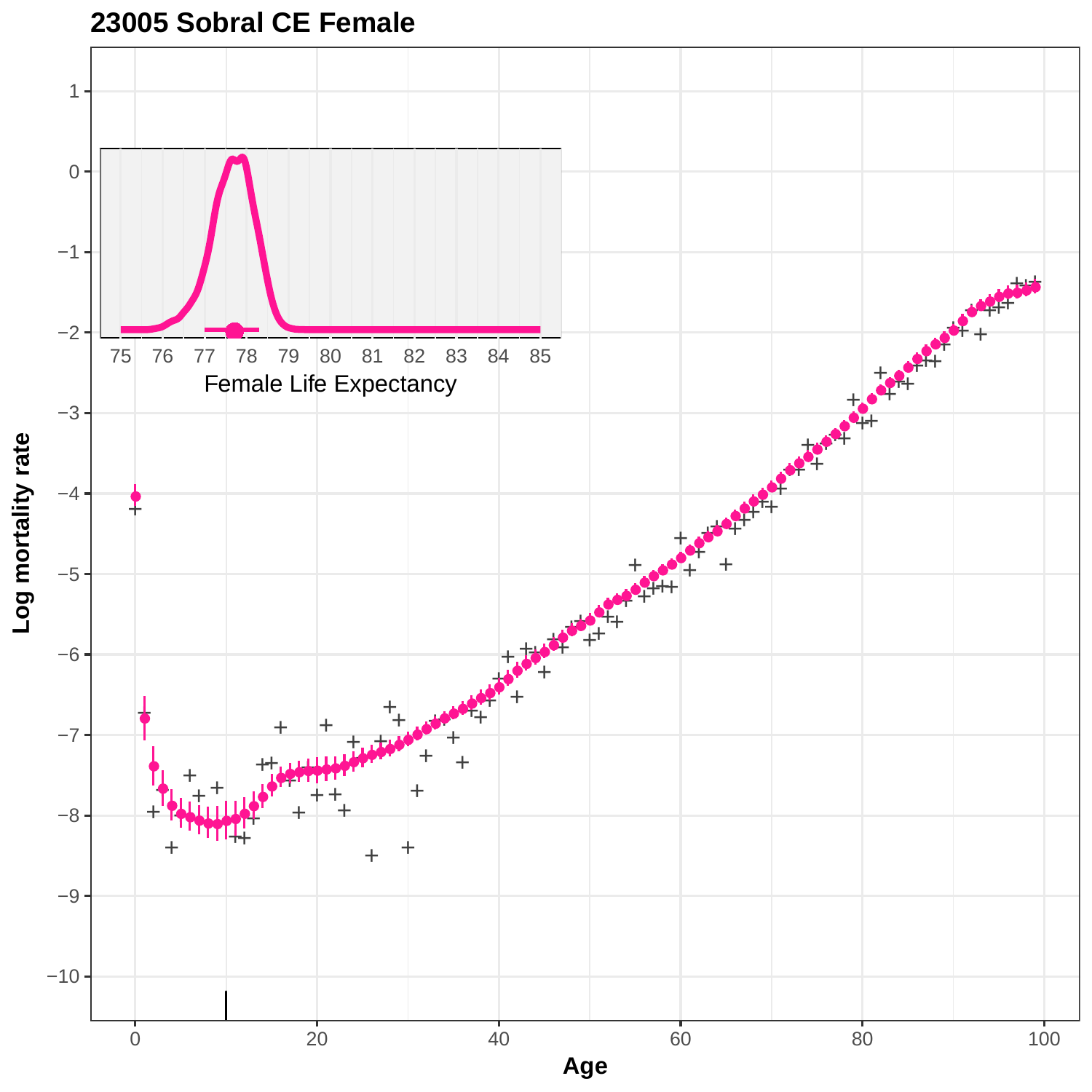# 23005 Sobral CE Female

Log mortality rate

Age

Female Life Expectancy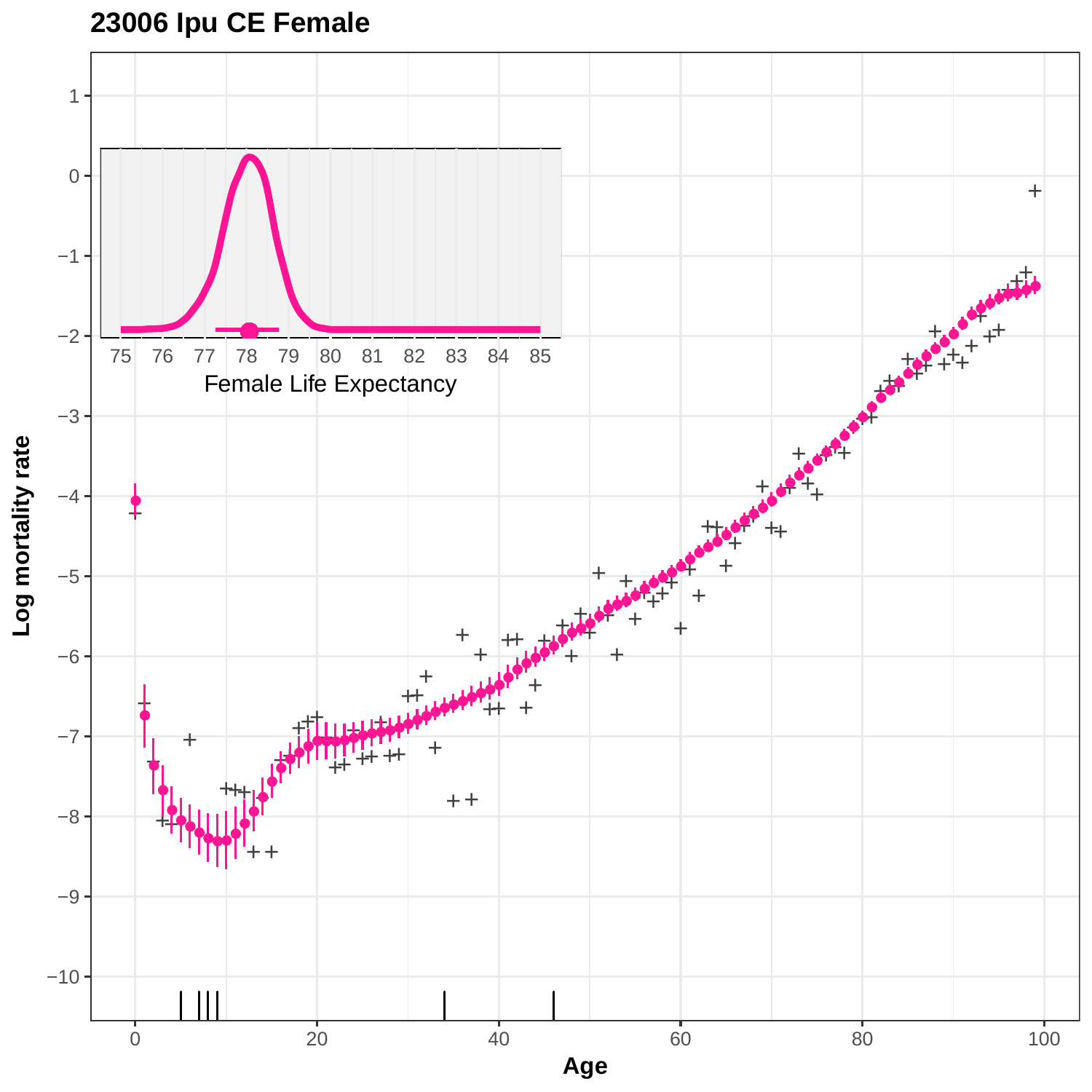## 23006 Ipu CE Female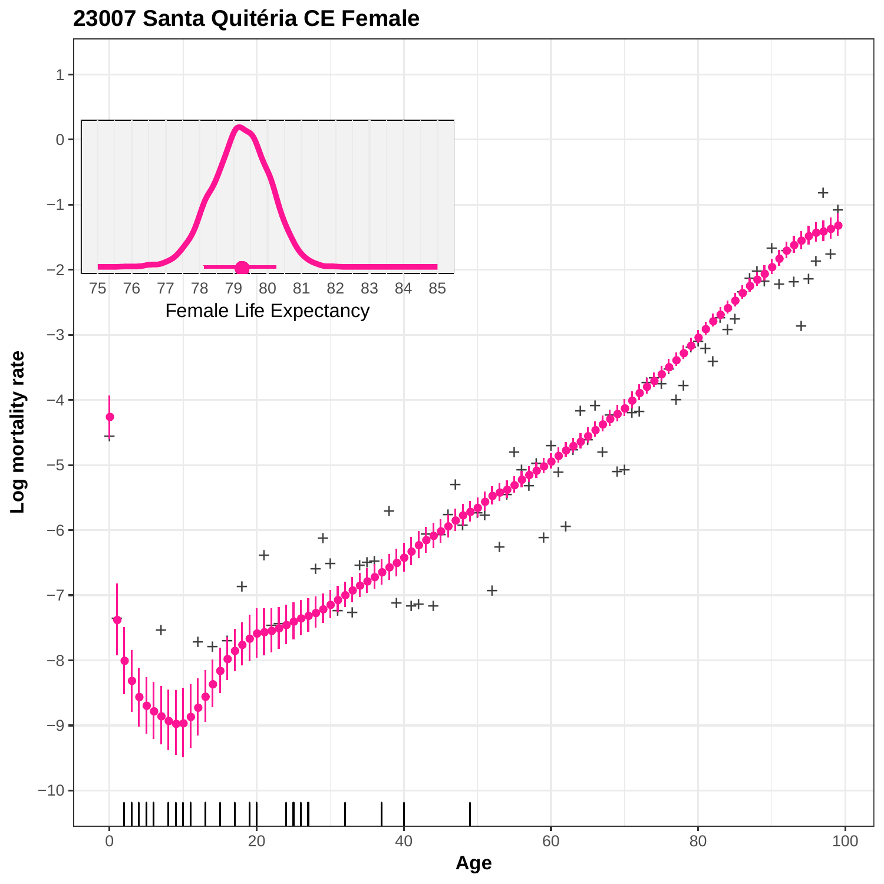# 23007 Santa Quitéria CE Female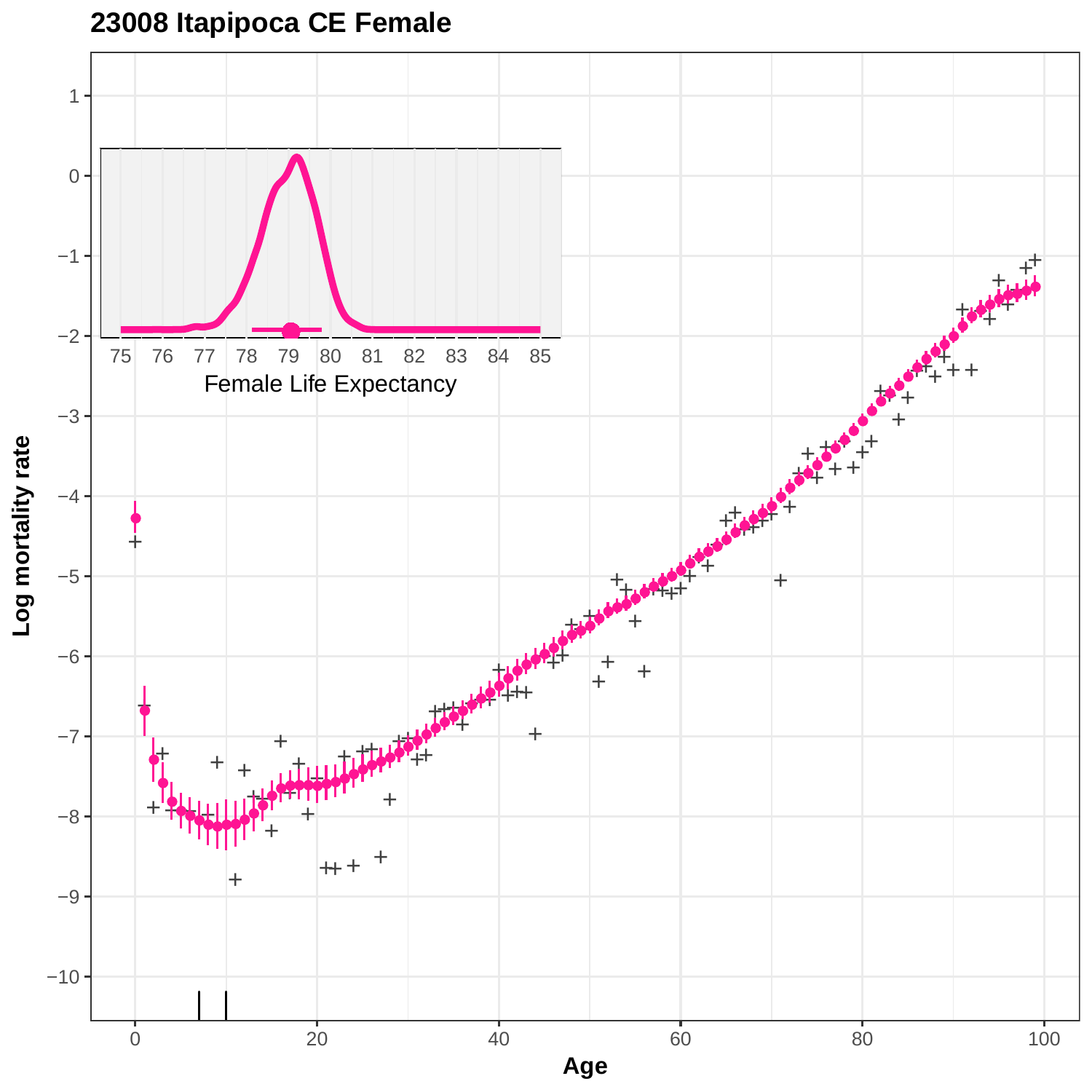# 23008 Itapipoca CE Female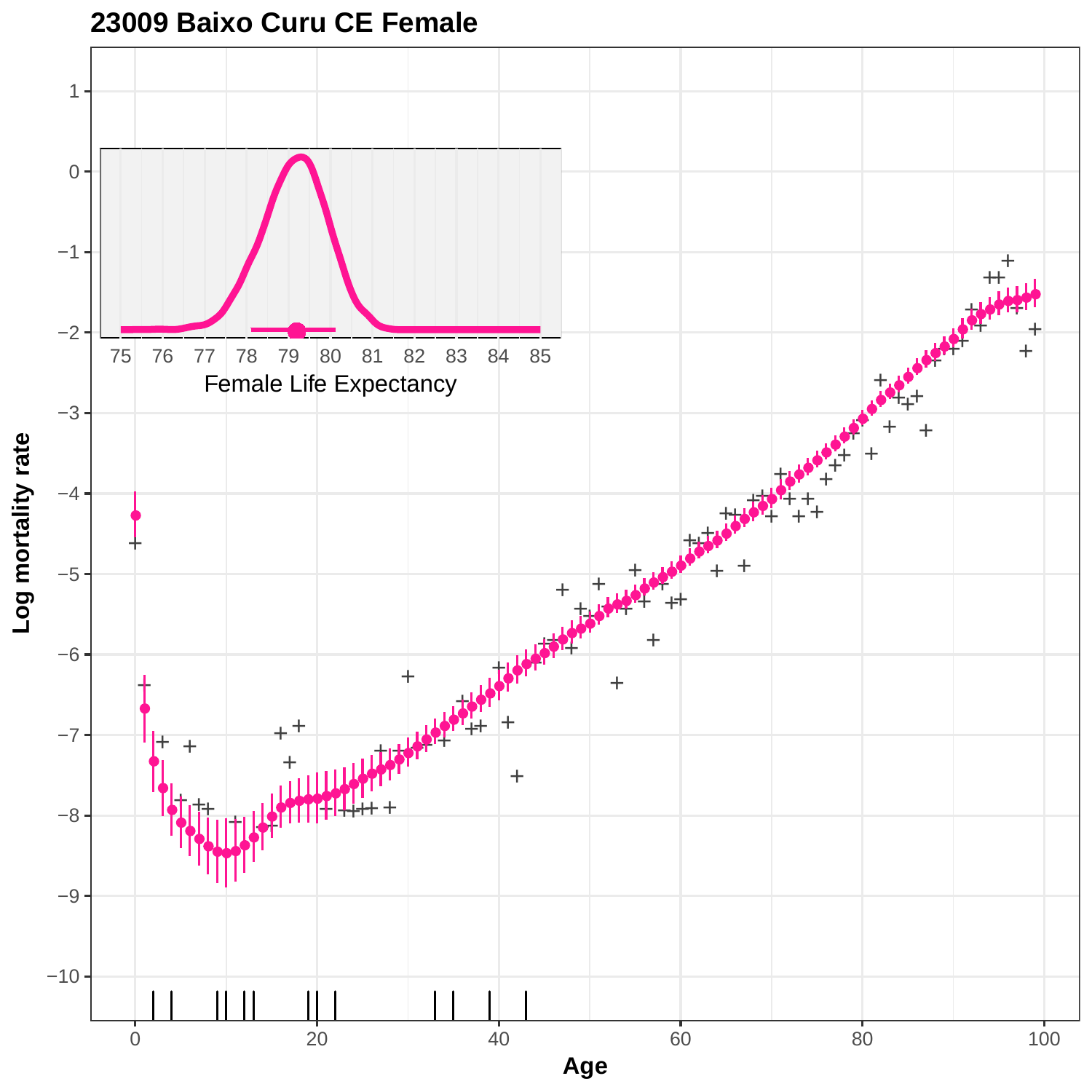# 23009 Baixo Curu CE Female

Female Life Expectancy

Log mortality rate

Age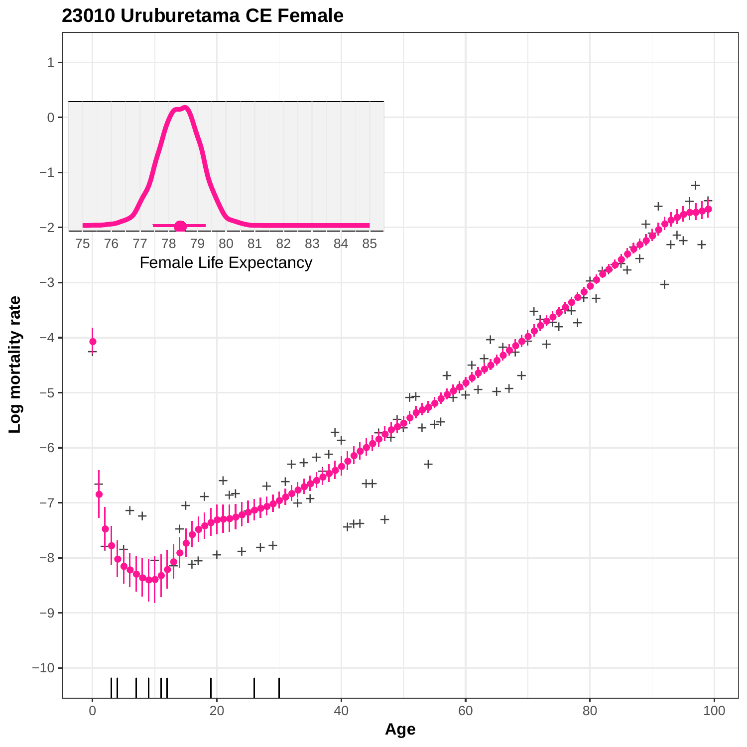# 23010 Uruburetama CE Female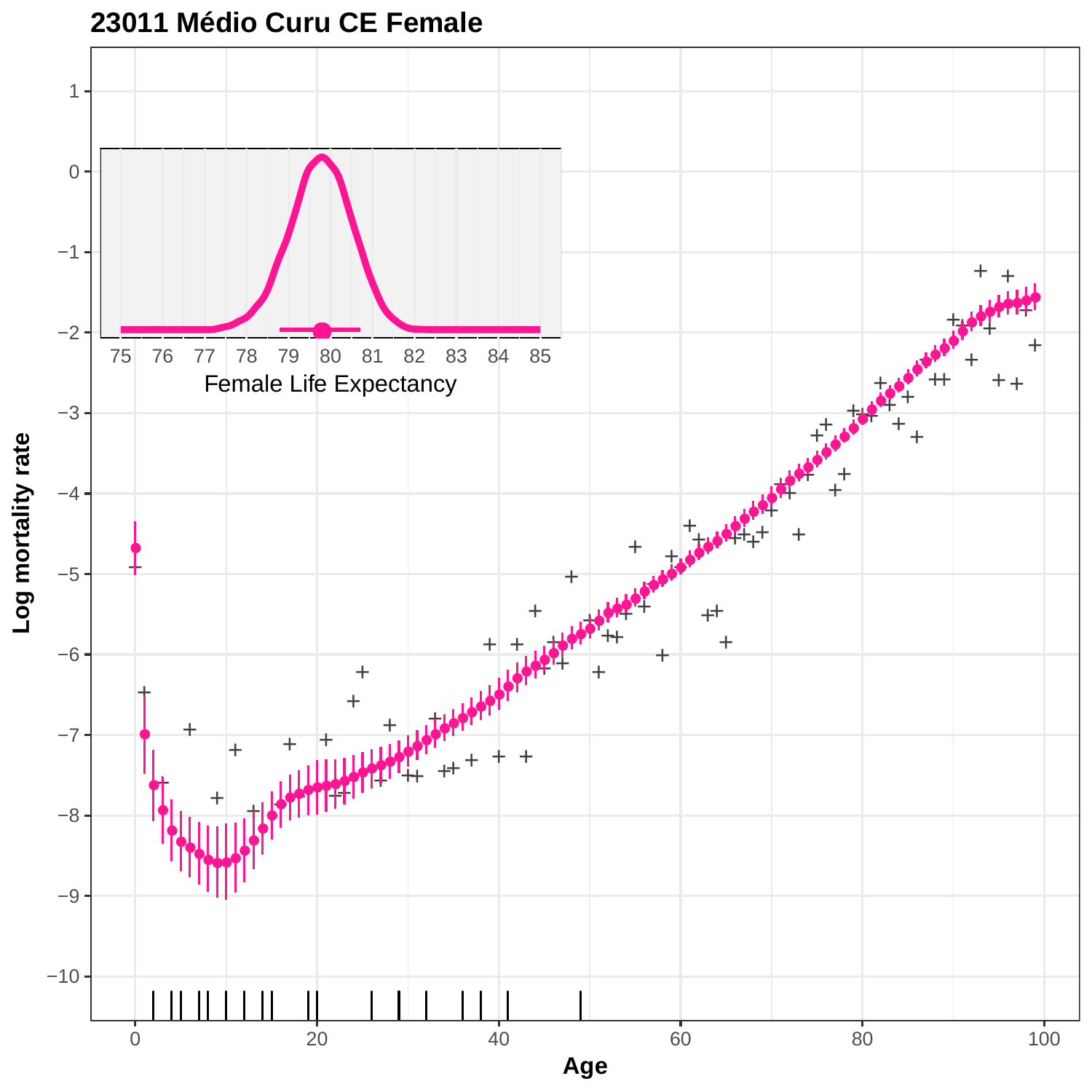**23011 Médio Curu CE Female**

Female Life Expectancy

Log mortality rate

Age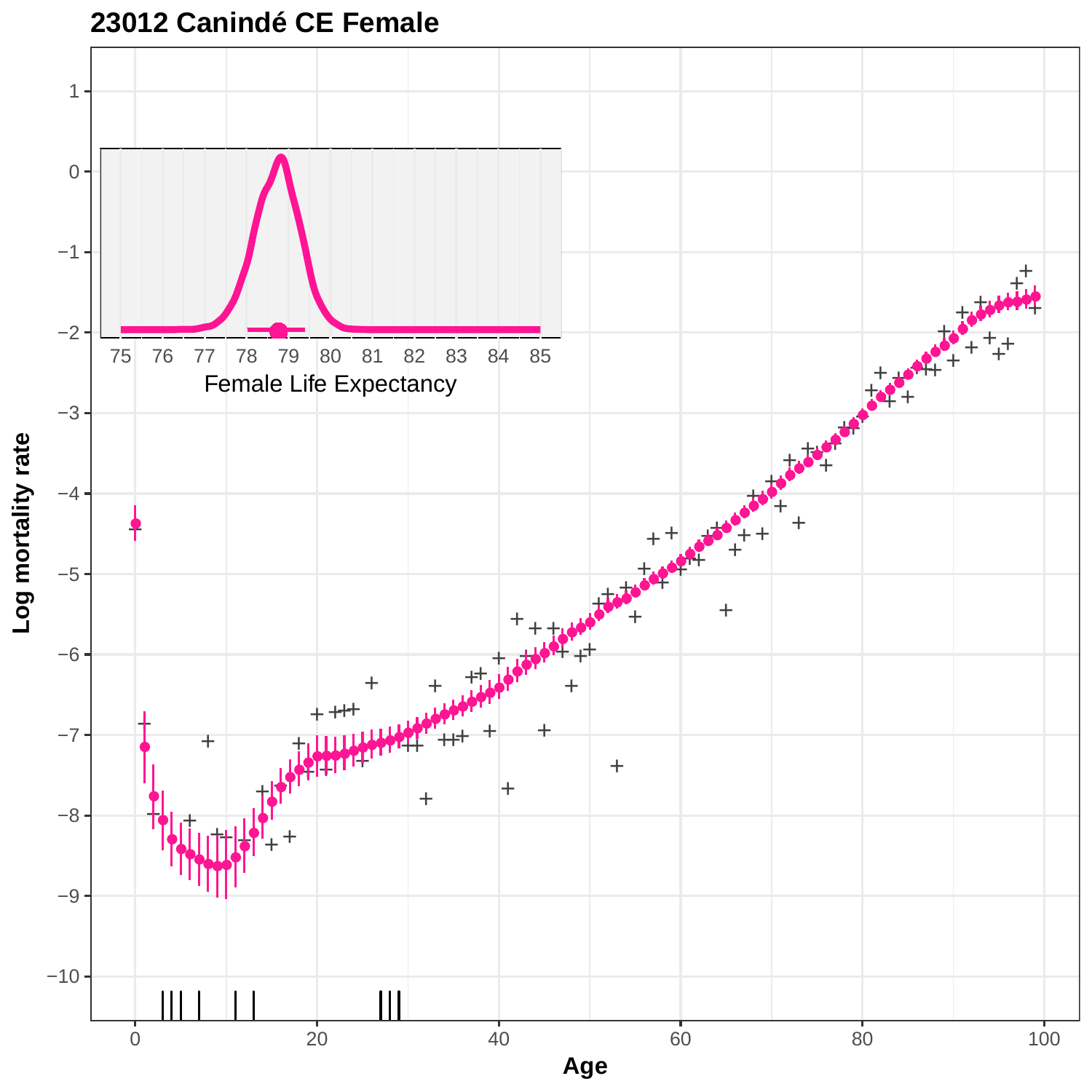# 23012 Canindé CE Female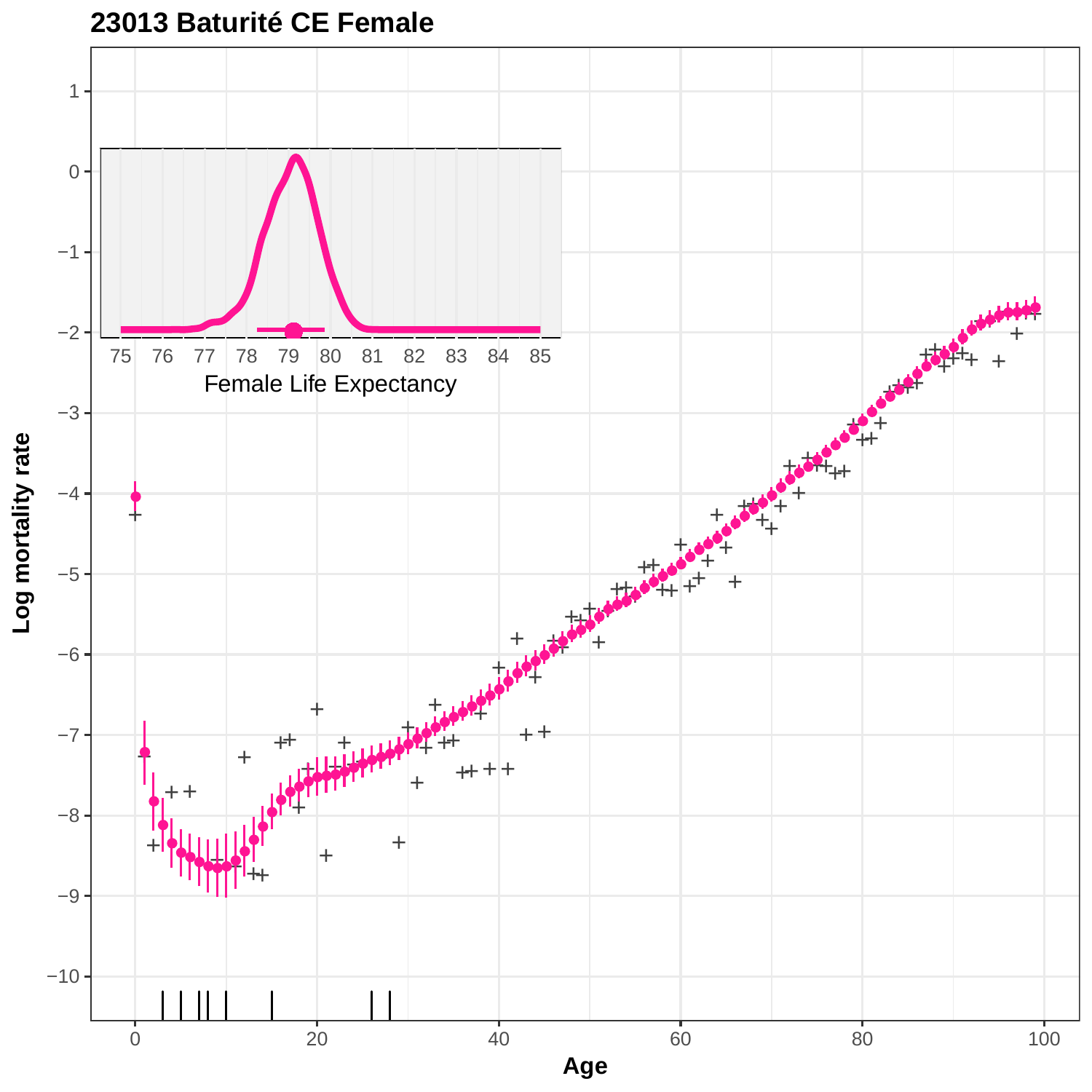# 23013 Baturité CE Female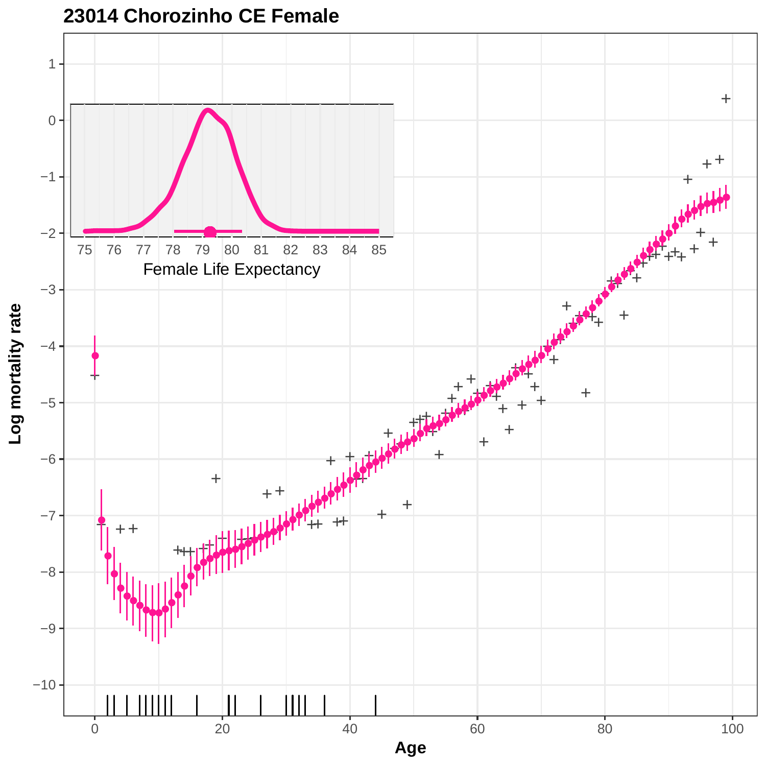# 23014 Chorozinho CE Female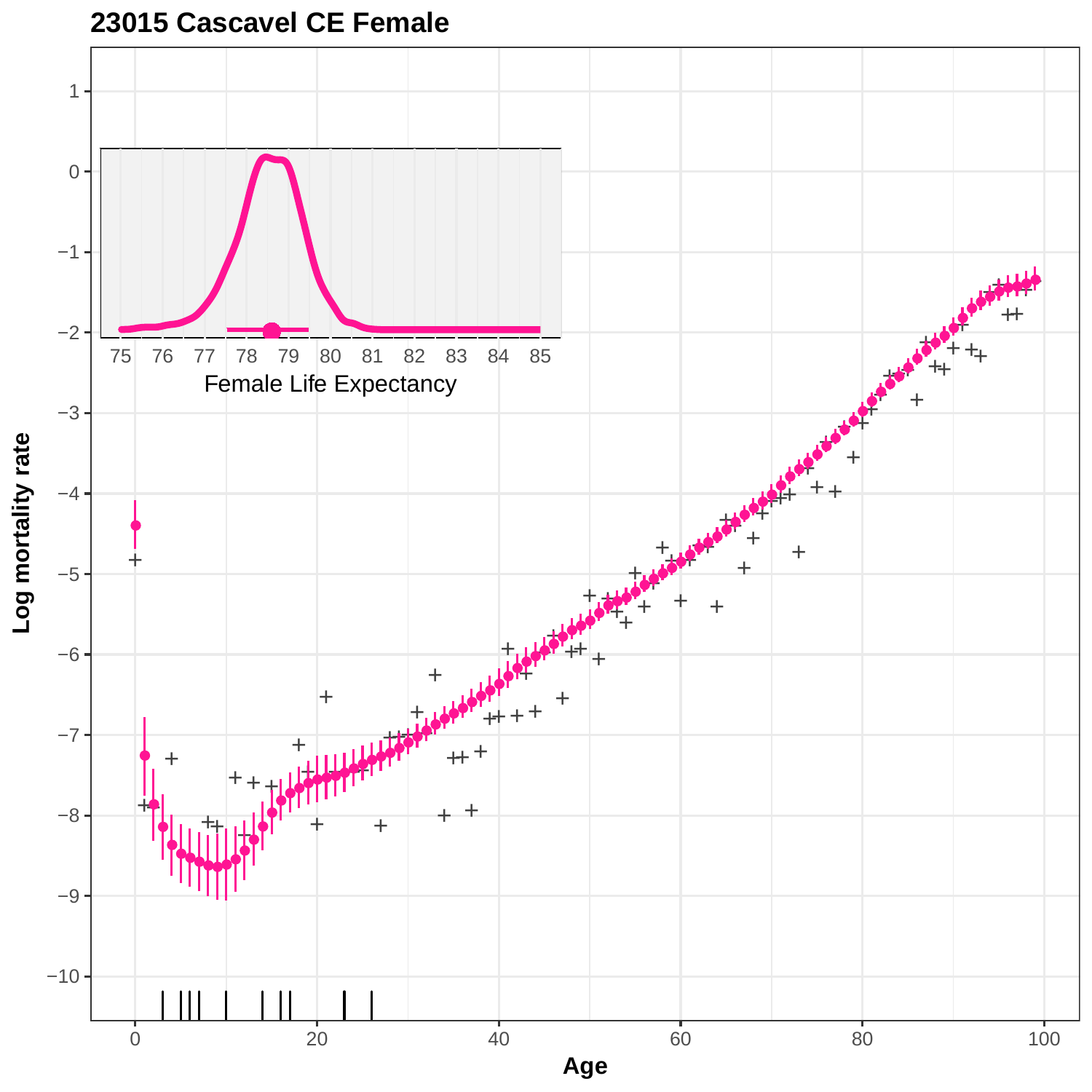# 23015 Cascavel CE Female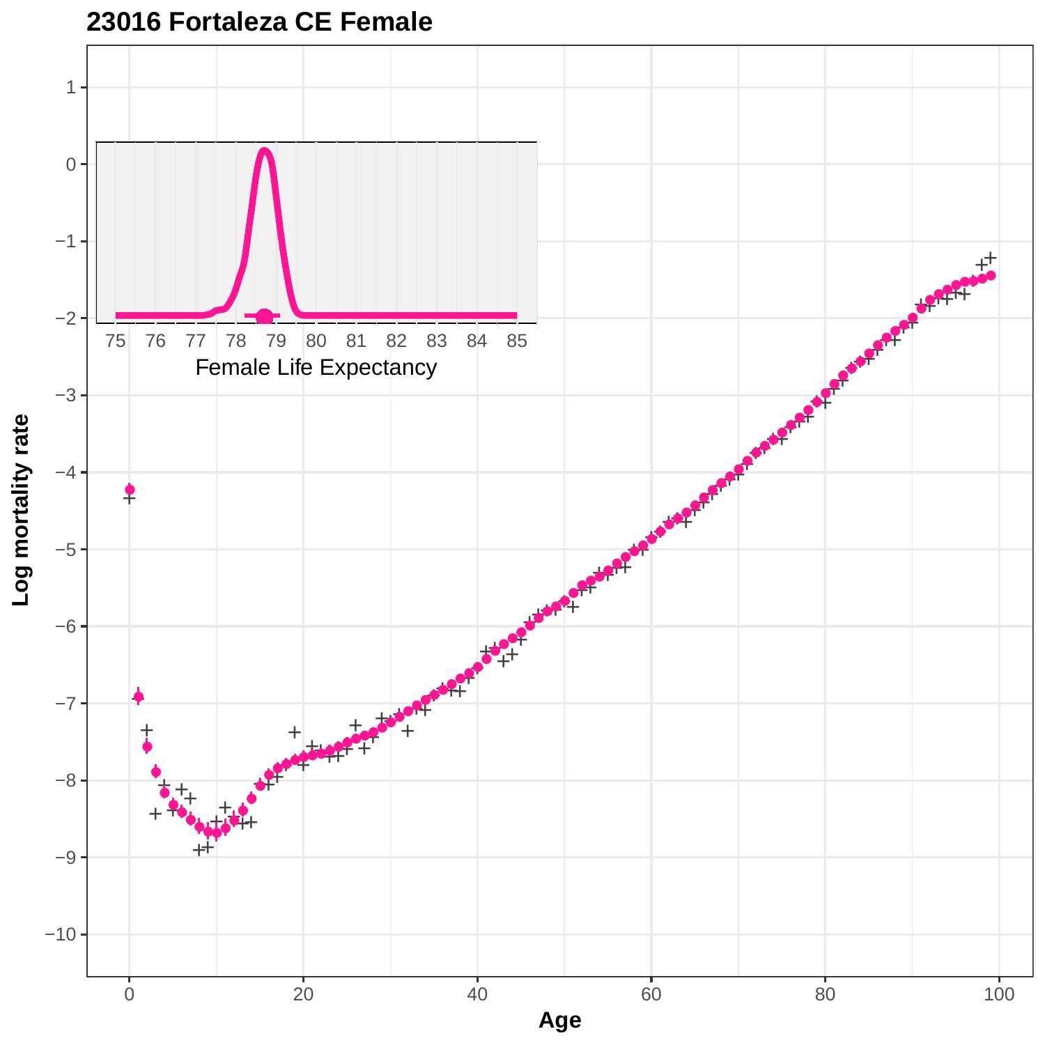## 23016 Fortaleza CE Female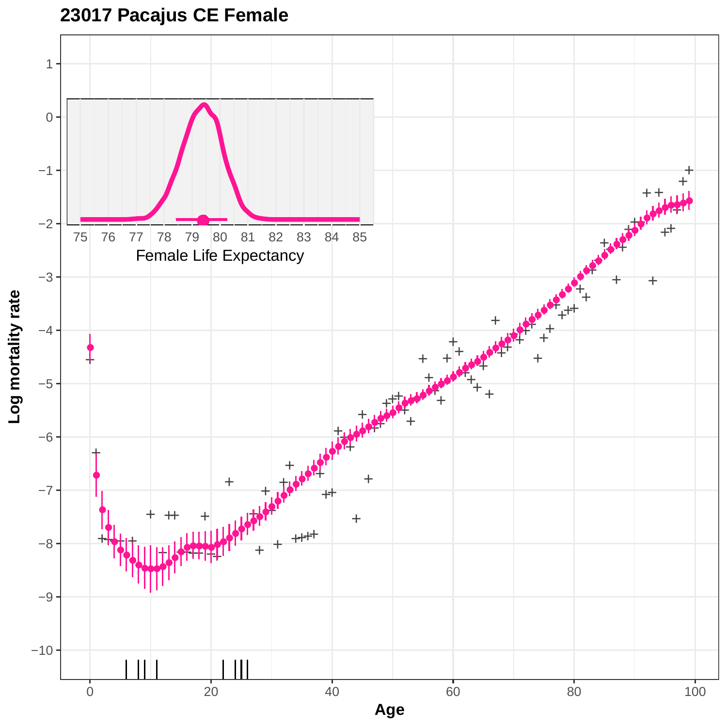## 23017 Pacajus CE Female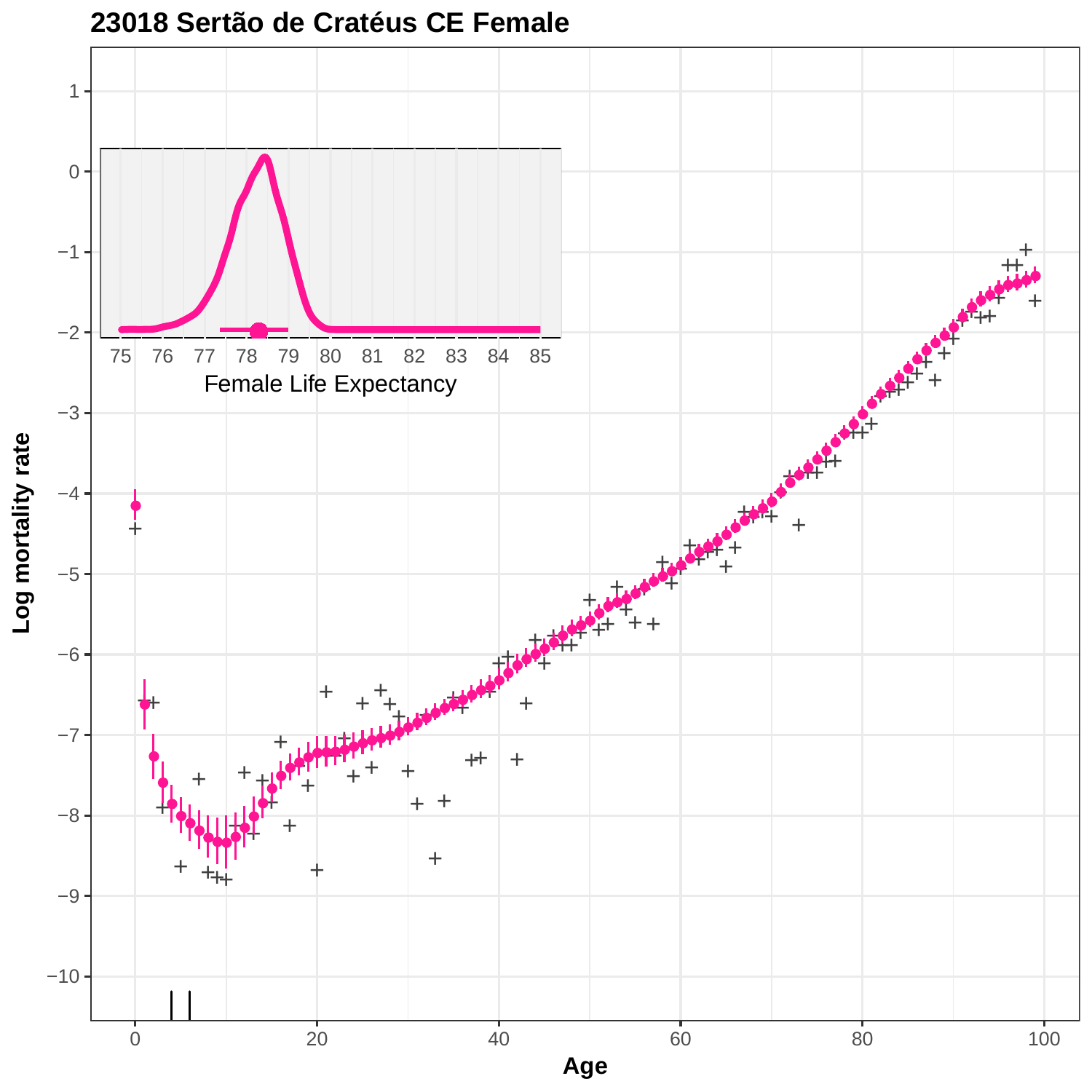# 23018 Sertão de Cratéus CE Female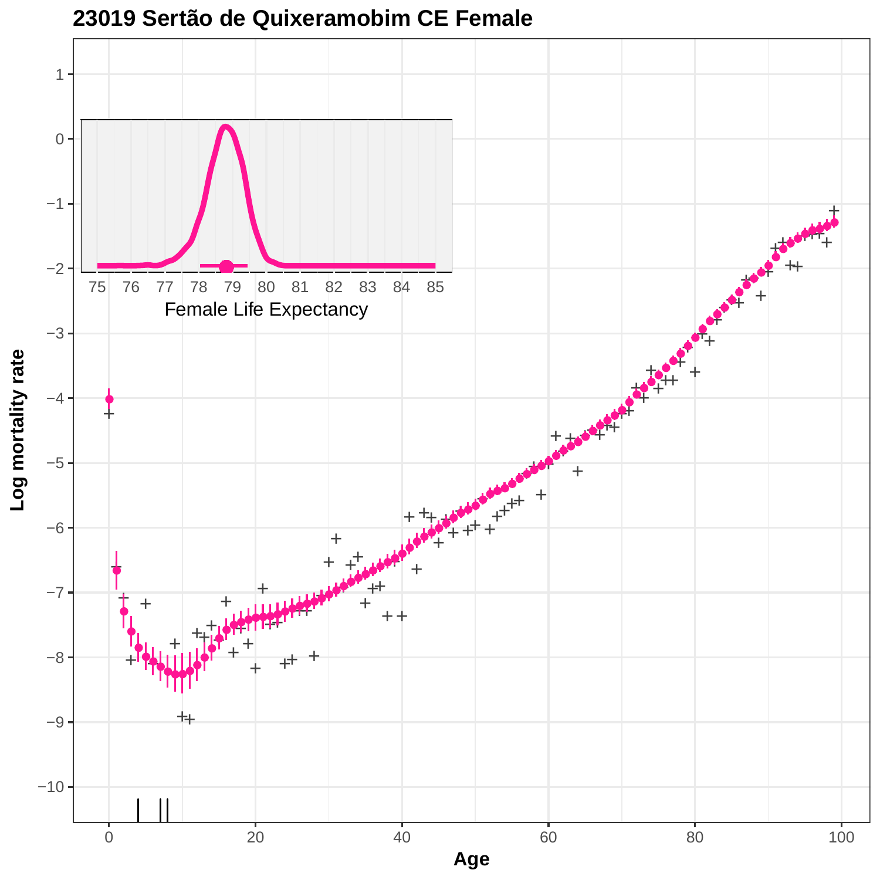# 23019 Sertão de Quixeramobim CE Female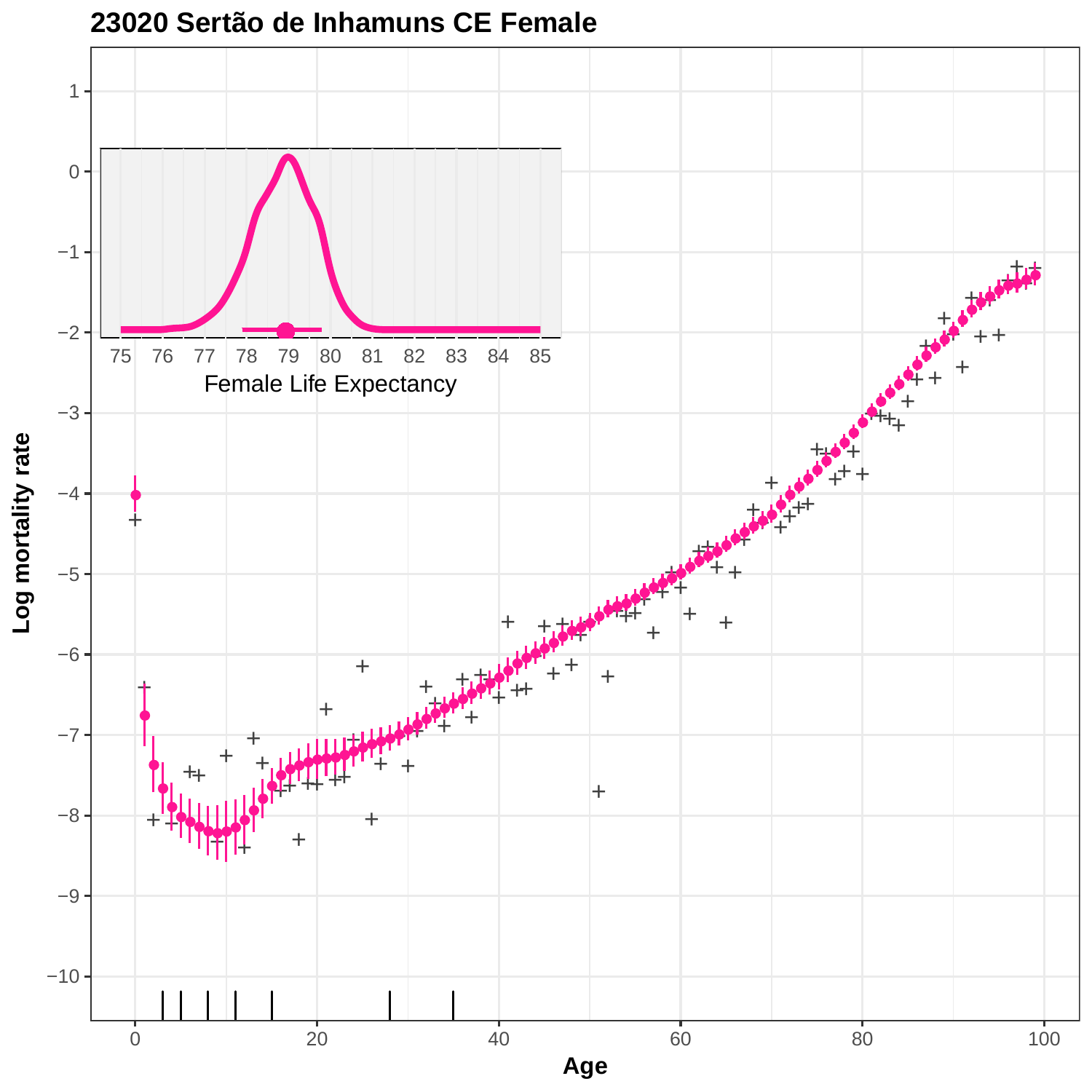# 23020 Sertão de Inhamuns CE Female

Log mortality rate

Age

Female Life Expectancy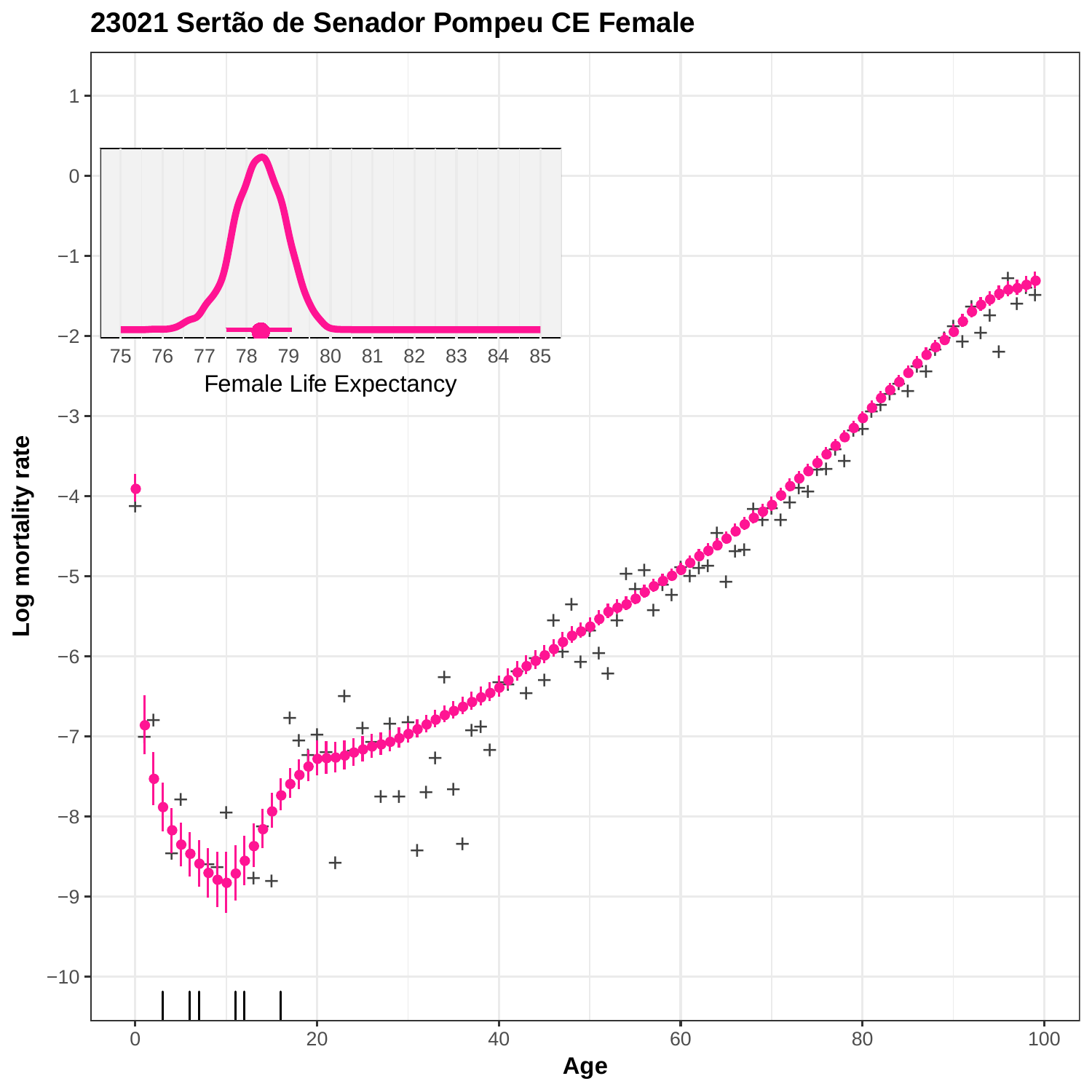# 23021 Sertão de Senador Pompeu CE Female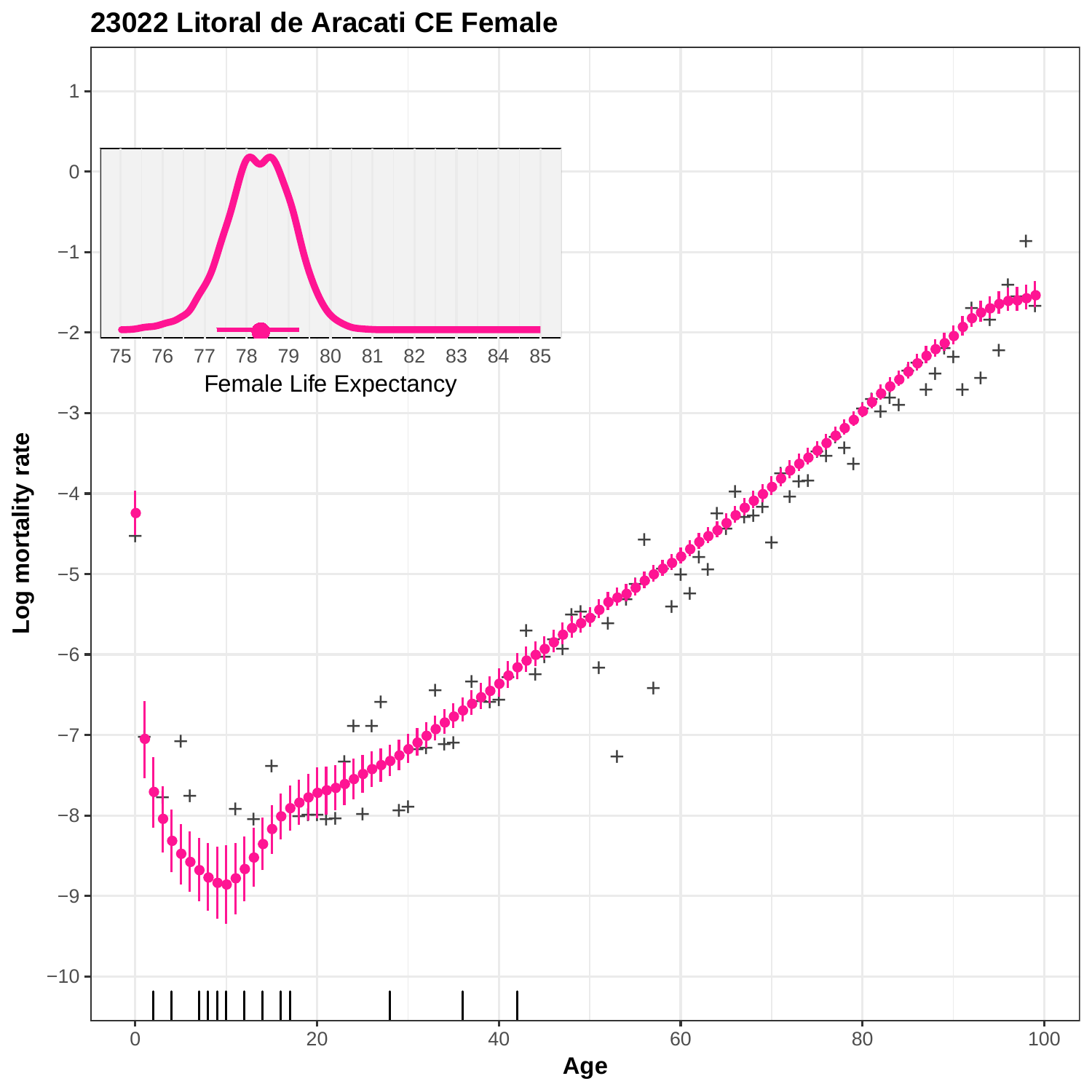# 23022 Litoral de Aracati CE Female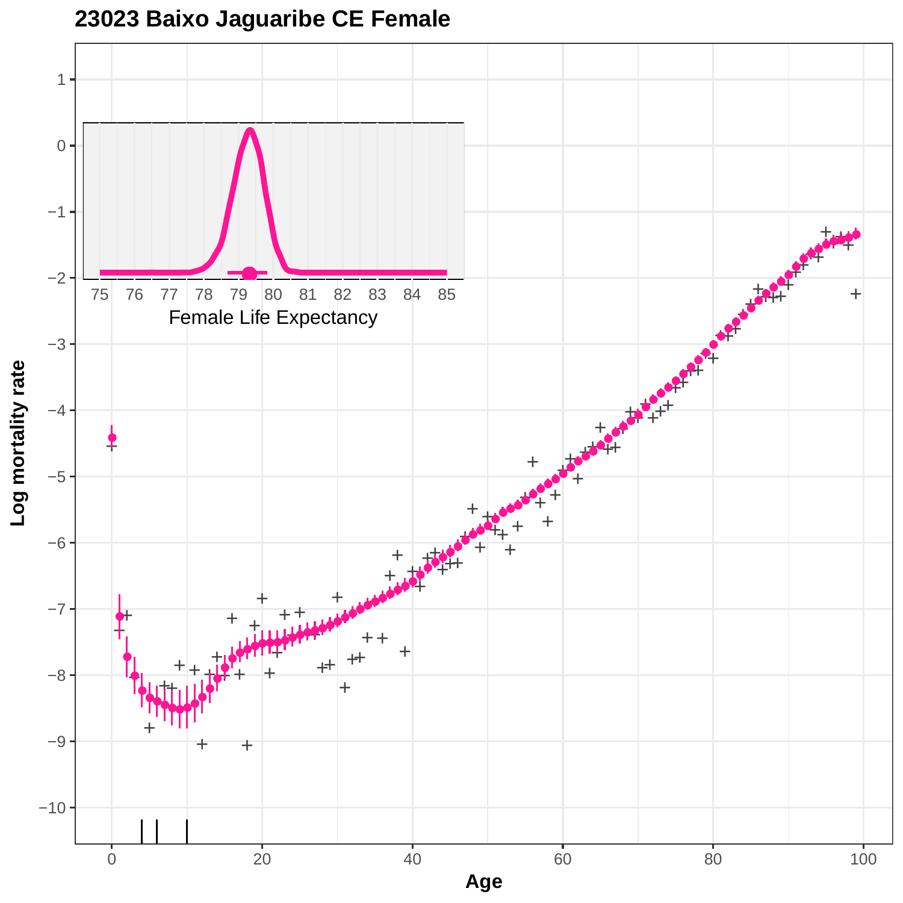# 23023 Baixo Jaguaribe CE Female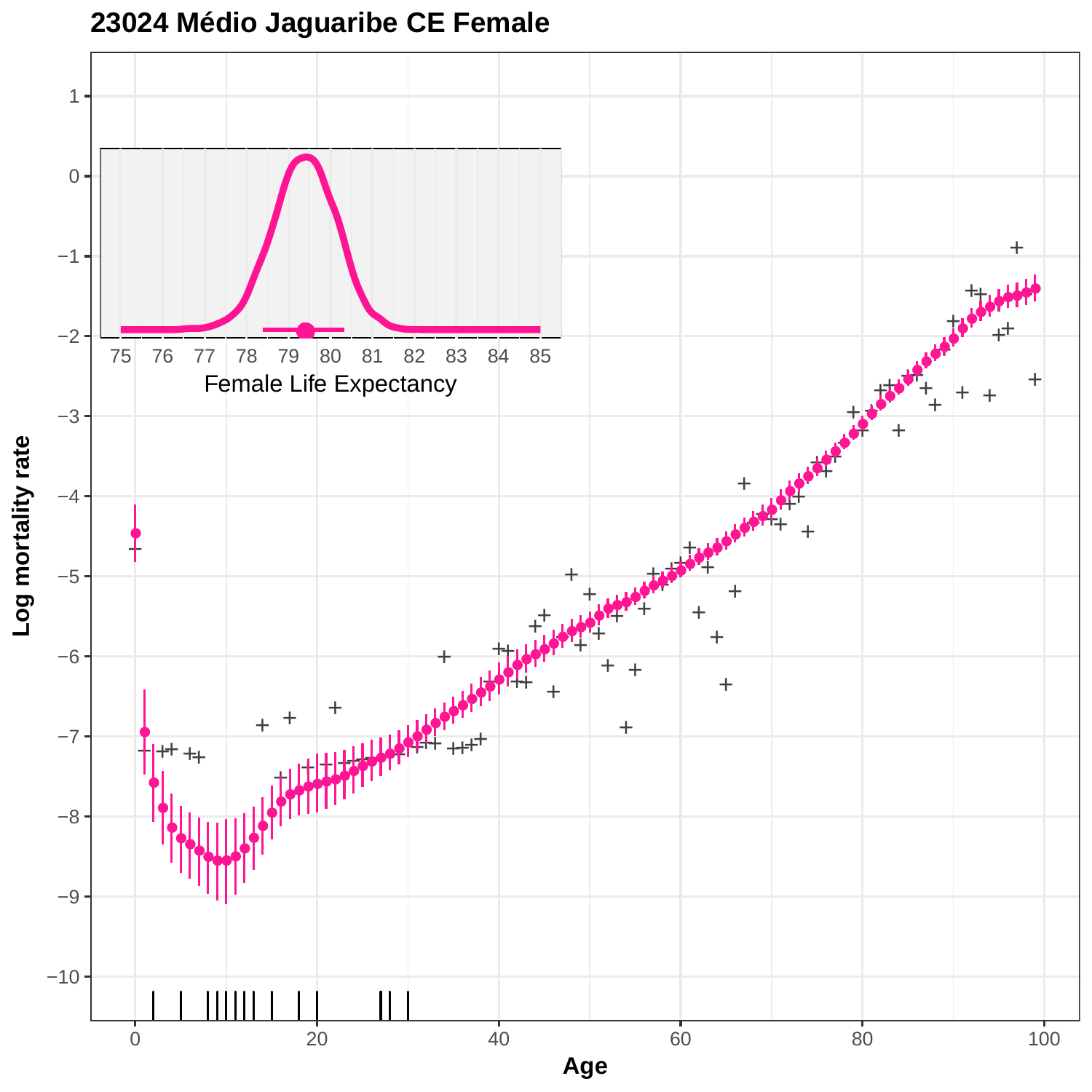# 23024 Médio Jaguaribe CE Female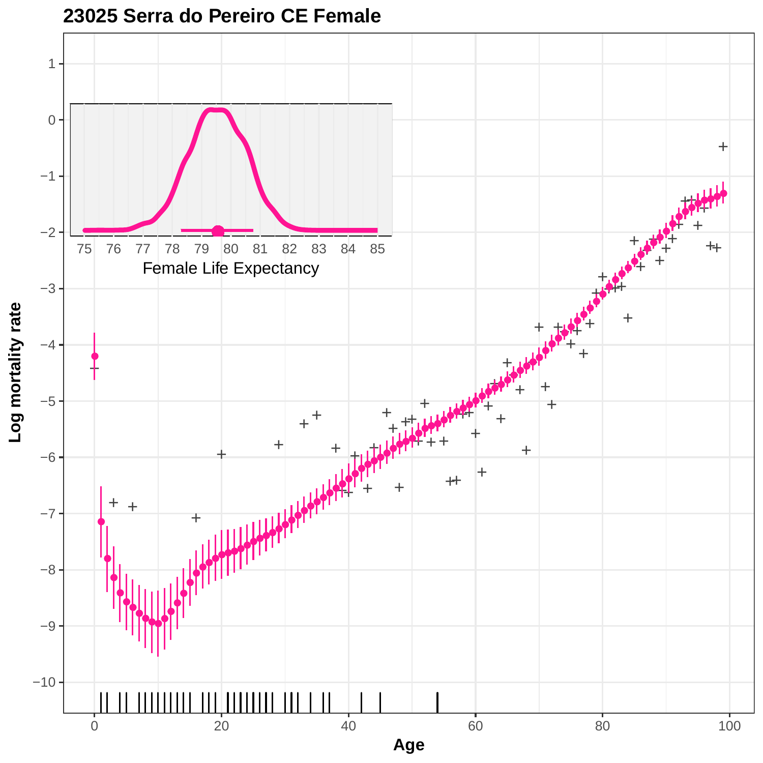# 23025 Serra do Pereiro CE Female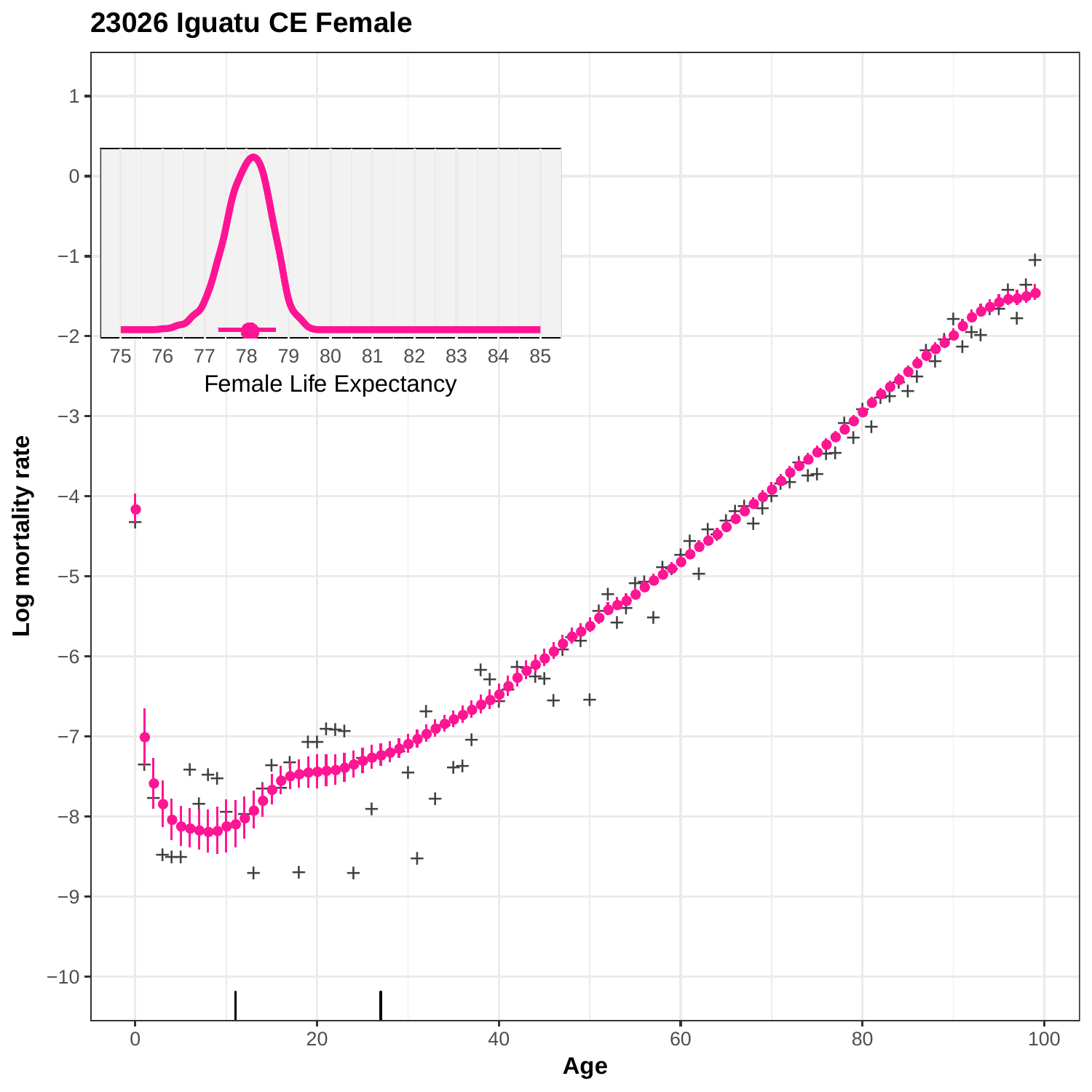**23026 Iguatu CE Female**

Female Life Expectancy

Log mortality rate

Age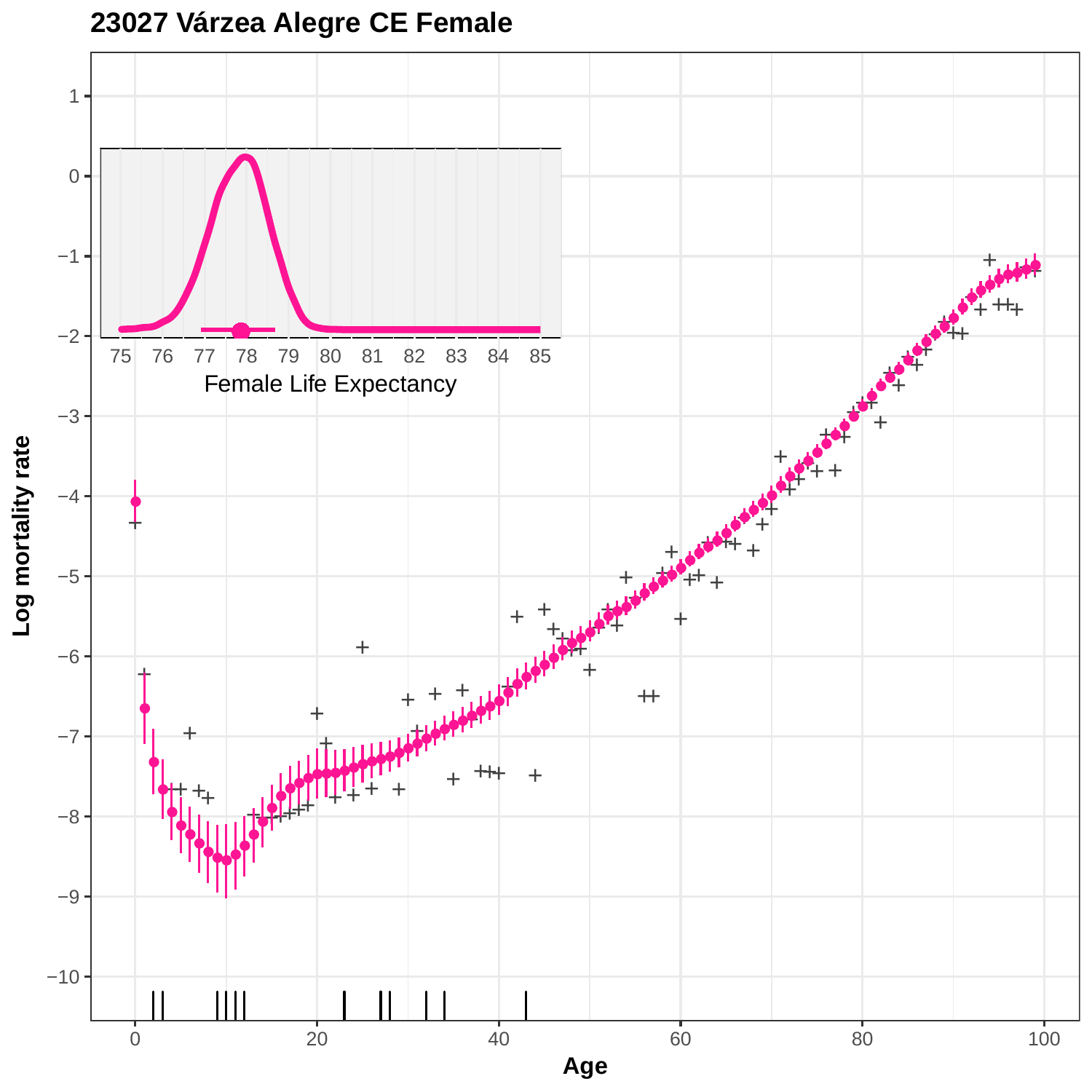# 23027 Várzea Alegre CE Female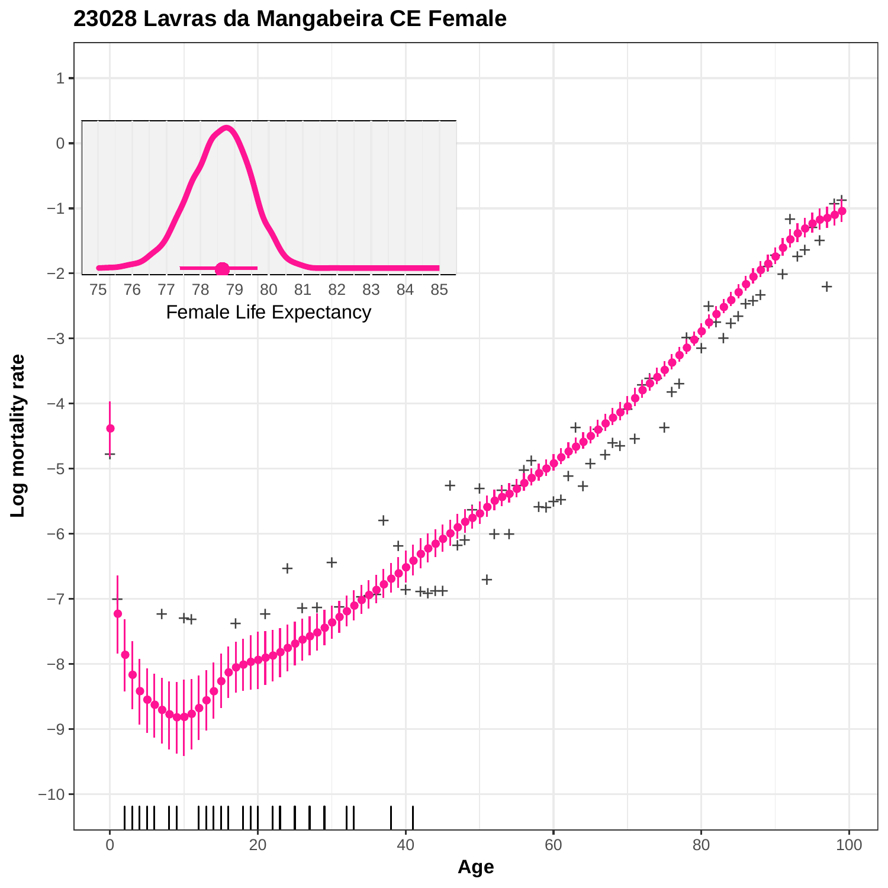# 23028 Lavras da Mangabeira CE Female

Log mortality rate

Age

Female Life Expectancy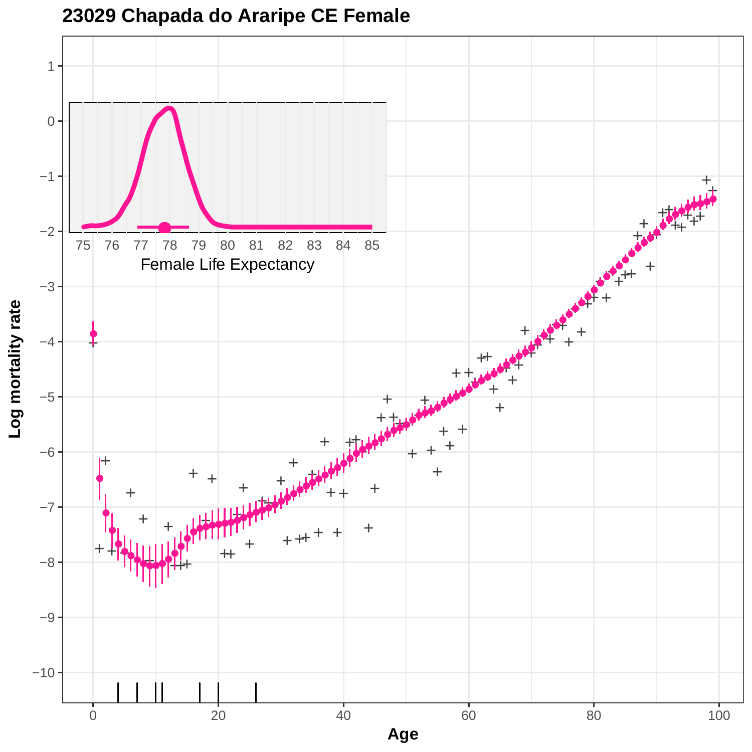# 23029 Chapada do Araripe CE Female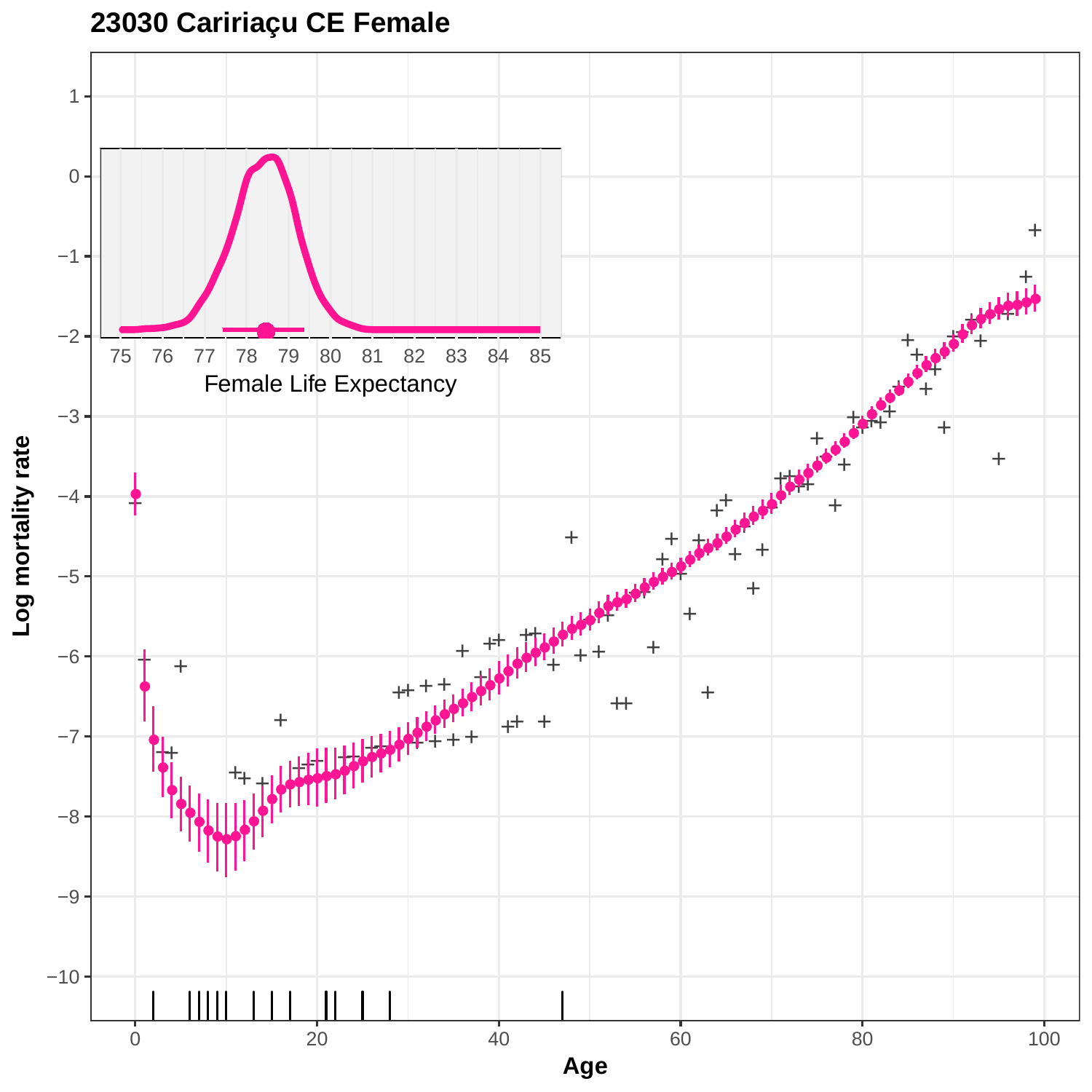# 23030 Caririaçu CE Female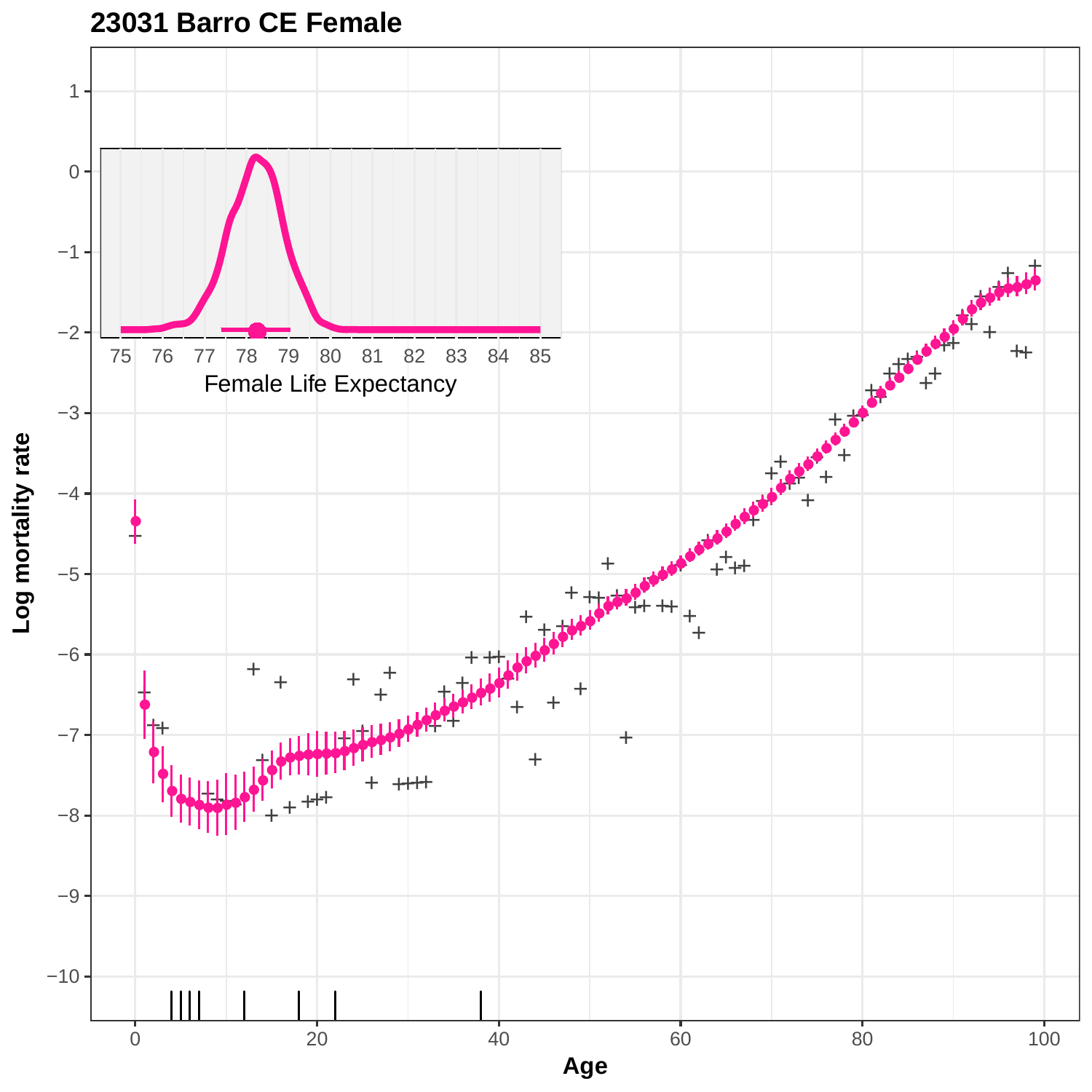## 23031 Barro CE Female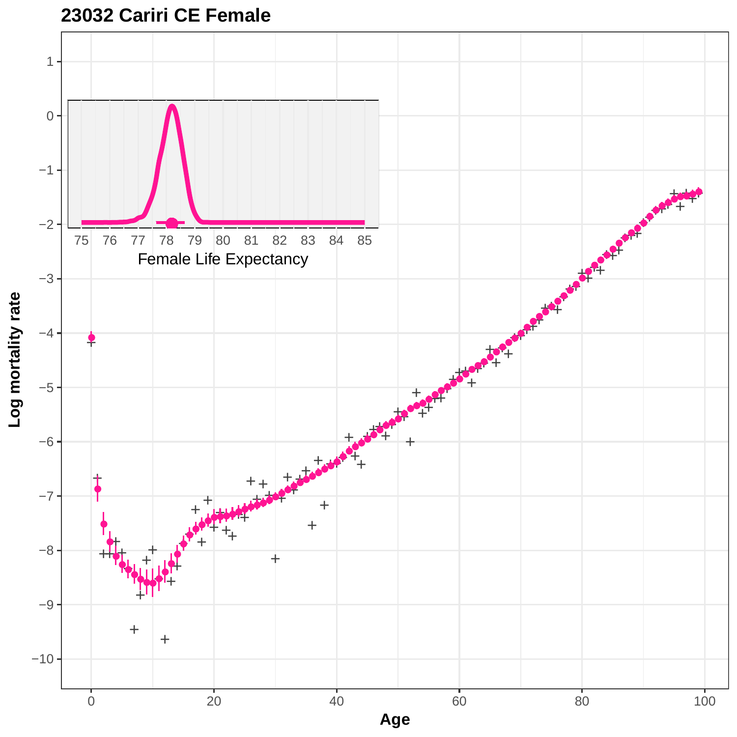## 23032 Cariri CE Female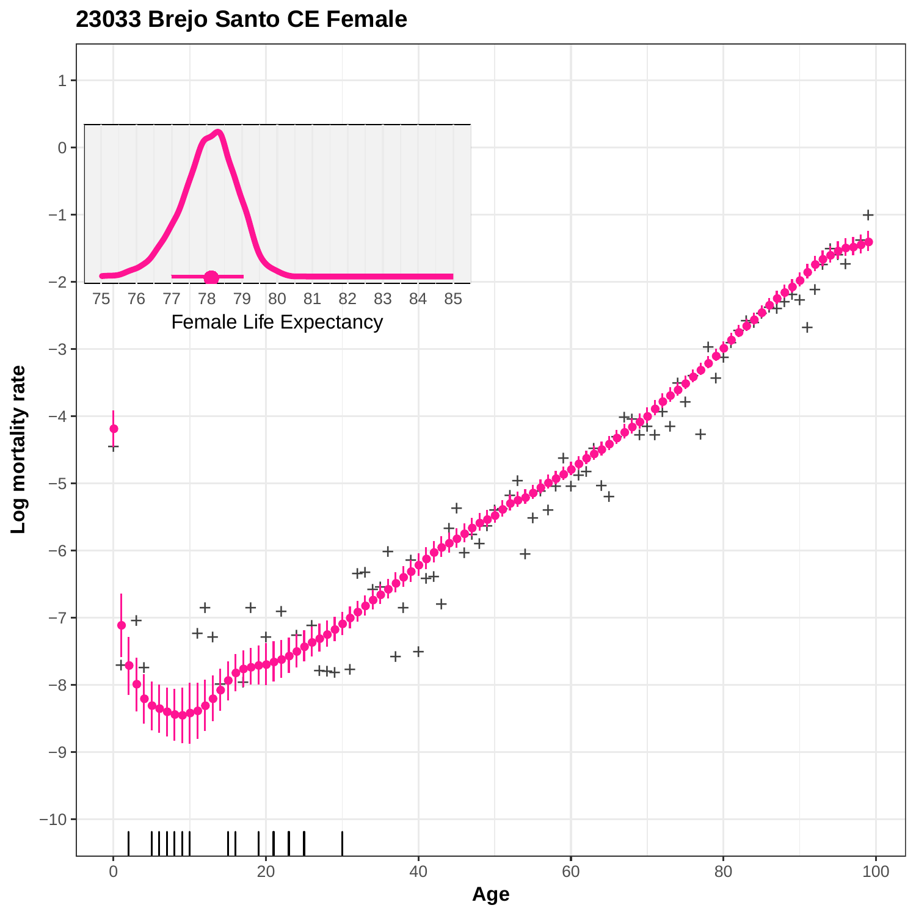# 23033 Brejo Santo CE Female

Log mortality rate

1
0
-1
-2
-3
-4
-5
-6
-7
-8
-9
-10

Age

0
20
40
60
80
100

Female Life Expectancy

75
76
77
78
79
80
81
82
83
84
85